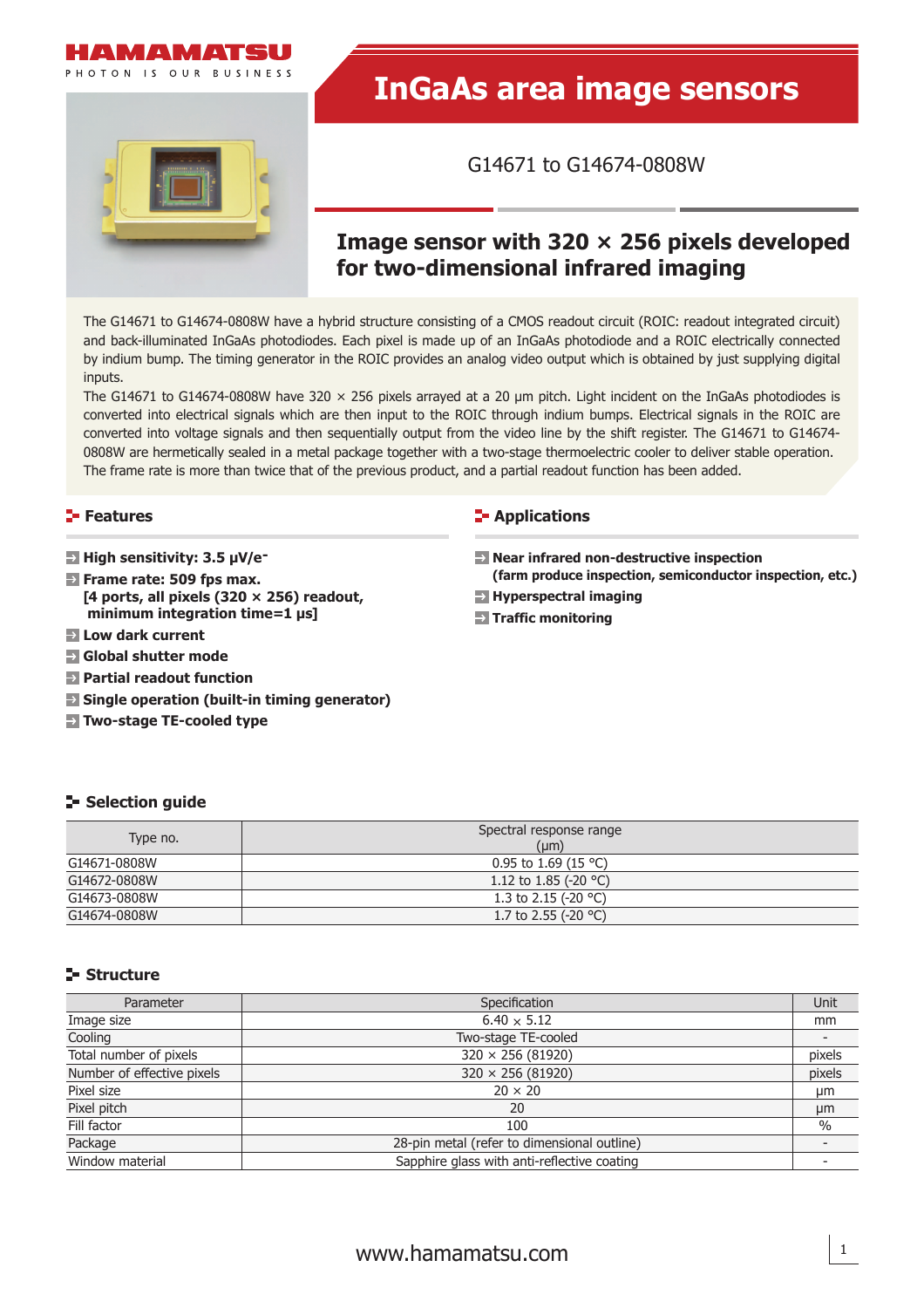# InGaAs area image sensors

G14671 to G14674-0808W

## Image sensor with 320 × 256 pixels developed for two-dimensional infrared imaging

The G14671 to G14674-0808W have a hybrid structure consisting of a CMOS readout circuit (ROIC: readout integrated circuit) and back-illuminated InGaAs photodiodes. Each pixel is made up of an InGaAs photodiode and a ROIC electrically connected by indium bump. The timing generator in the ROIC provides an analog video output which is obtained by just supplying digital inputs.

The G14671 to G14674-0808W have 320 × 256 pixels arrayed at a 20 µm pitch. Light incident on the InGaAs photodiodes is converted into electrical signals which are then input to the ROIC through indium bumps. Electrical signals in the ROIC are converted into voltage signals and then sequentially output from the video line by the shift register. The G14671 to G14674-0808W are hermetically sealed in a metal package together with a two-stage thermoelectric cooler to deliver stable operation. The frame rate is more than twice that of the previous product, and a partial readout function has been added.

### Features

- **High sensitivity: 3.5 µV/e⁻**
- **Frame rate: 509 fps max.**
  **[4 ports, all pixels (320 × 256) readout, minimum integration time=1 µs]**
- **Low dark current**
- **Global shutter mode**
- **Partial readout function**
- **Single operation (built-in timing generator)**
- **Two-stage TE-cooled type**

### Applications

- **Near infrared non-destructive inspection (farm produce inspection, semiconductor inspection, etc.)**
- **Hyperspectral imaging**
- **Traffic monitoring**

### Selection guide

| Type no. | Spectral response range (µm) |
|---|---|
| G14671-0808W | 0.95 to 1.69 (15 °C) |
| G14672-0808W | 1.12 to 1.85 (-20 °C) |
| G14673-0808W | 1.3 to 2.15 (-20 °C) |
| G14674-0808W | 1.7 to 2.55 (-20 °C) |

### Structure

| Parameter | Specification | Unit |
|---|---|---|
| Image size | 6.40 × 5.12 | mm |
| Cooling | Two-stage TE-cooled | - |
| Total number of pixels | 320 × 256 (81920) | pixels |
| Number of effective pixels | 320 × 256 (81920) | pixels |
| Pixel size | 20 × 20 | µm |
| Pixel pitch | 20 | µm |
| Fill factor | 100 | % |
| Package | 28-pin metal (refer to dimensional outline) | - |
| Window material | Sapphire glass with anti-reflective coating | - |

www.hamamatsu.com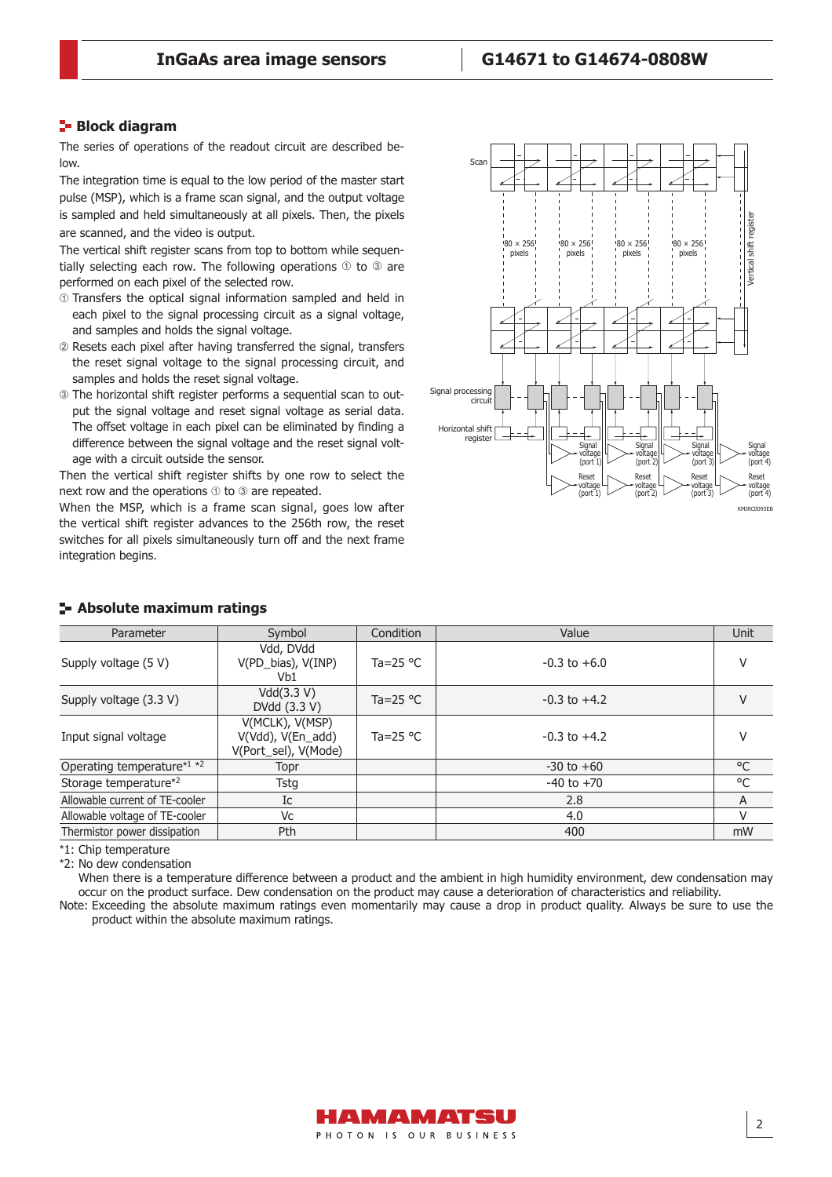## Block diagram

The series of operations of the readout circuit are described below.

The integration time is equal to the low period of the master start pulse (MSP), which is a frame scan signal, and the output voltage is sampled and held simultaneously at all pixels. Then, the pixels are scanned, and the video is output.

The vertical shift register scans from top to bottom while sequentially selecting each row. The following operations ① to ③ are performed on each pixel of the selected row.

① Transfers the optical signal information sampled and held in each pixel to the signal processing circuit as a signal voltage, and samples and holds the signal voltage.

② Resets each pixel after having transferred the signal, transfers the reset signal voltage to the signal processing circuit, and samples and holds the reset signal voltage.

③ The horizontal shift register performs a sequential scan to output the signal voltage and reset signal voltage as serial data. The offset voltage in each pixel can be eliminated by finding a difference between the signal voltage and the reset signal voltage with a circuit outside the sensor.

Then the vertical shift register shifts by one row to select the next row and the operations ① to ③ are repeated.

When the MSP, which is a frame scan signal, goes low after the vertical shift register advances to the 256th row, the reset switches for all pixels simultaneously turn off and the next frame integration begins.

Scan

80 × 256 pixels | 80 × 256 pixels | 80 × 256 pixels | 80 × 256 pixels

Vertical shift register

Signal processing circuit

Horizontal shift register

Signal voltage (port 1) | Signal voltage (port 2) | Signal voltage (port 3) | Signal voltage (port 4)

Reset voltage (port 1) | Reset voltage (port 2) | Reset voltage (port 3) | Reset voltage (port 4)

KMIRC0093EB

## Absolute maximum ratings

| Parameter | Symbol | Condition | Value | Unit |
|---|---|---|---|---|
| Supply voltage (5 V) | Vdd, DVdd V(PD_bias), V(INP) Vb1 | Ta=25 °C | -0.3 to +6.0 | V |
| Supply voltage (3.3 V) | Vdd(3.3 V) DVdd (3.3 V) | Ta=25 °C | -0.3 to +4.2 | V |
| Input signal voltage | V(MCLK), V(MSP) V(Vdd), V(En_add) V(Port_sel), V(Mode) | Ta=25 °C | -0.3 to +4.2 | V |
| Operating temperature*1 *2 | Topr | | -30 to +60 | °C |
| Storage temperature*2 | Tstg | | -40 to +70 | °C |
| Allowable current of TE-cooler | Ic | | 2.8 | A |
| Allowable voltage of TE-cooler | Vc | | 4.0 | V |
| Thermistor power dissipation | Pth | | 400 | mW |

*1: Chip temperature

*2: No dew condensation

When there is a temperature difference between a product and the ambient in high humidity environment, dew condensation may occur on the product surface. Dew condensation on the product may cause a deterioration of characteristics and reliability.

Note: Exceeding the absolute maximum ratings even momentarily may cause a drop in product quality. Always be sure to use the product within the absolute maximum ratings.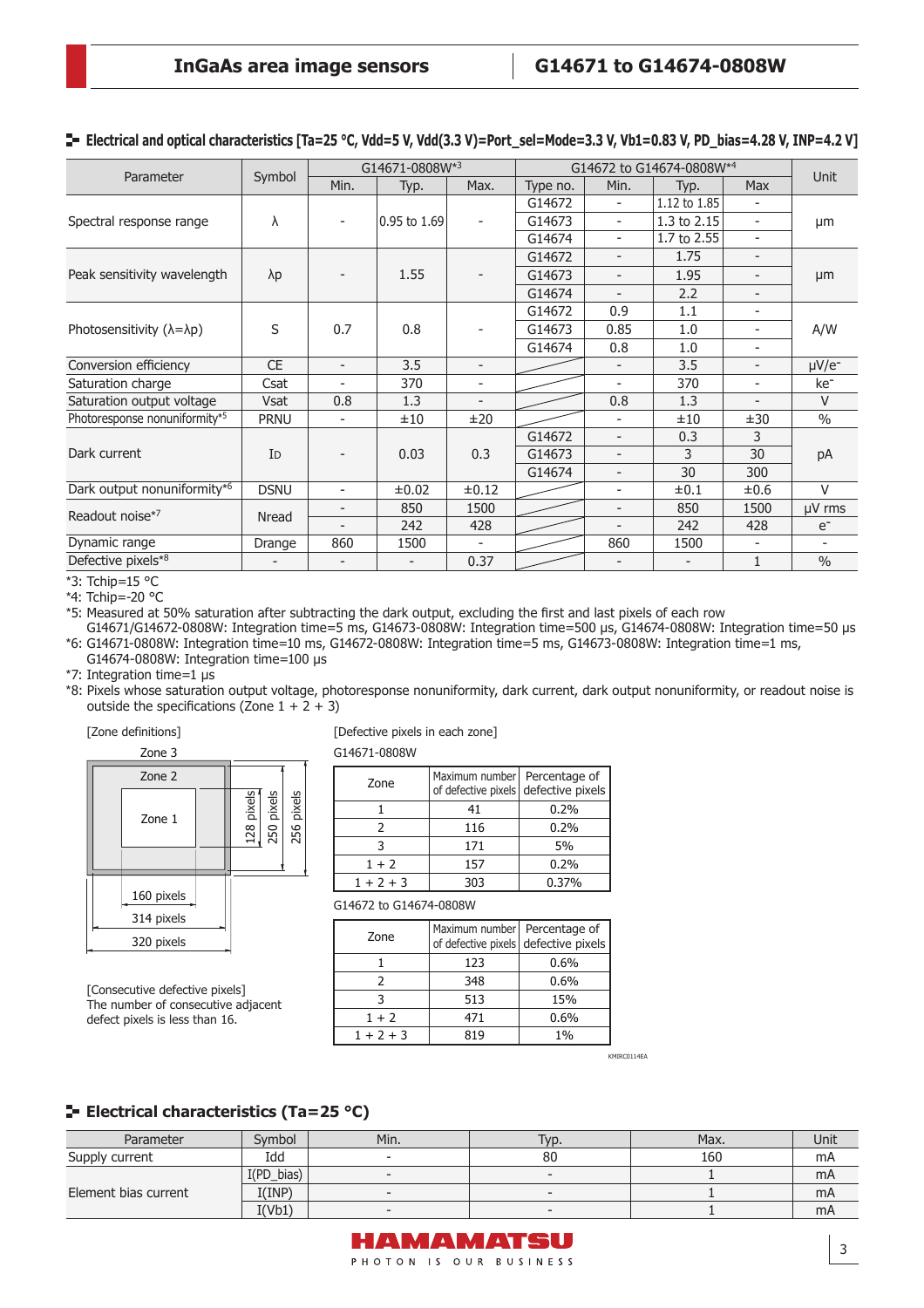## Electrical and optical characteristics [Ta=25 °C, Vdd=5 V, Vdd(3.3 V)=Port_sel=Mode=3.3 V, Vb1=0.83 V, PD_bias=4.28 V, INP=4.2 V]

| Parameter | Symbol | G14671-0808W*3 | | | G14672 to G14674-0808W*4 | | | | Unit |
|---|---|---|---|---|---|---|---|---|---|
| | | Min. | Typ. | Max. | Type no. | Min. | Typ. | Max | |
| Spectral response range | λ | - | 0.95 to 1.69 | - | G14672 | - | 1.12 to 1.85 | - | μm |
| | | | | | G14673 | - | 1.3 to 2.15 | - | |
| | | | | | G14674 | - | 1.7 to 2.55 | - | |
| Peak sensitivity wavelength | λp | - | 1.55 | - | G14672 | - | 1.75 | - | μm |
| | | | | | G14673 | - | 1.95 | - | |
| | | | | | G14674 | - | 2.2 | - | |
| Photosensitivity (λ=λp) | S | 0.7 | 0.8 | - | G14672 | 0.9 | 1.1 | - | A/W |
| | | | | | G14673 | 0.85 | 1.0 | - | |
| | | | | | G14674 | 0.8 | 1.0 | - | |
| Conversion efficiency | CE | - | 3.5 | - | | - | 3.5 | - | μV/e- |
| Saturation charge | Csat | - | 370 | - | | - | 370 | - | ke- |
| Saturation output voltage | Vsat | 0.8 | 1.3 | - | | 0.8 | 1.3 | - | V |
| Photoresponse nonuniformity*5 | PRNU | - | ±10 | ±20 | | - | ±10 | ±30 | % |
| Dark current | ID | - | 0.03 | 0.3 | G14672 | - | 0.3 | 3 | pA |
| | | | | | G14673 | - | 3 | 30 | |
| | | | | | G14674 | - | 30 | 300 | |
| Dark output nonuniformity*6 | DSNU | - | ±0.02 | ±0.12 | | - | ±0.1 | ±0.6 | V |
| Readout noise*7 | Nread | - | 850 | 1500 | | - | 850 | 1500 | μV rms |
| | | - | 242 | 428 | | - | 242 | 428 | e- |
| Dynamic range | Drange | 860 | 1500 | - | | 860 | 1500 | - | - |
| Defective pixels*8 | - | - | - | 0.37 | | - | - | 1 | % |

*3: Tchip=15 °C
*4: Tchip=-20 °C
*5: Measured at 50% saturation after subtracting the dark output, excluding the first and last pixels of each row
G14671/G14672-0808W: Integration time=5 ms, G14673-0808W: Integration time=500 μs, G14674-0808W: Integration time=50 μs
*6: G14671-0808W: Integration time=10 ms, G14672-0808W: Integration time=5 ms, G14673-0808W: Integration time=1 ms, G14674-0808W: Integration time=100 μs
*7: Integration time=1 μs
*8: Pixels whose saturation output voltage, photoresponse nonuniformity, dark current, dark output nonuniformity, or readout noise is outside the specifications (Zone 1 + 2 + 3)

[Zone definitions]

Zone 3: 320 pixels × 256 pixels
Zone 2: 314 pixels × 250 pixels
Zone 1: 160 pixels × 128 pixels

[Consecutive defective pixels]
The number of consecutive adjacent defect pixels is less than 16.

[Defective pixels in each zone]

G14671-0808W

| Zone | Maximum number of defective pixels | Percentage of defective pixels |
|---|---|---|
| 1 | 41 | 0.2% |
| 2 | 116 | 0.2% |
| 3 | 171 | 5% |
| 1 + 2 | 157 | 0.2% |
| 1 + 2 + 3 | 303 | 0.37% |

G14672 to G14674-0808W

| Zone | Maximum number of defective pixels | Percentage of defective pixels |
|---|---|---|
| 1 | 123 | 0.6% |
| 2 | 348 | 0.6% |
| 3 | 513 | 15% |
| 1 + 2 | 471 | 0.6% |
| 1 + 2 + 3 | 819 | 1% |

KMIRC0114EA

## Electrical characteristics (Ta=25 °C)

| Parameter | Symbol | Min. | Typ. | Max. | Unit |
|---|---|---|---|---|---|
| Supply current | Idd | - | 80 | 160 | mA |
| Element bias current | I(PD_bias) | - | - | 1 | mA |
| | I(INP) | - | - | 1 | mA |
| | I(Vb1) | - | - | 1 | mA |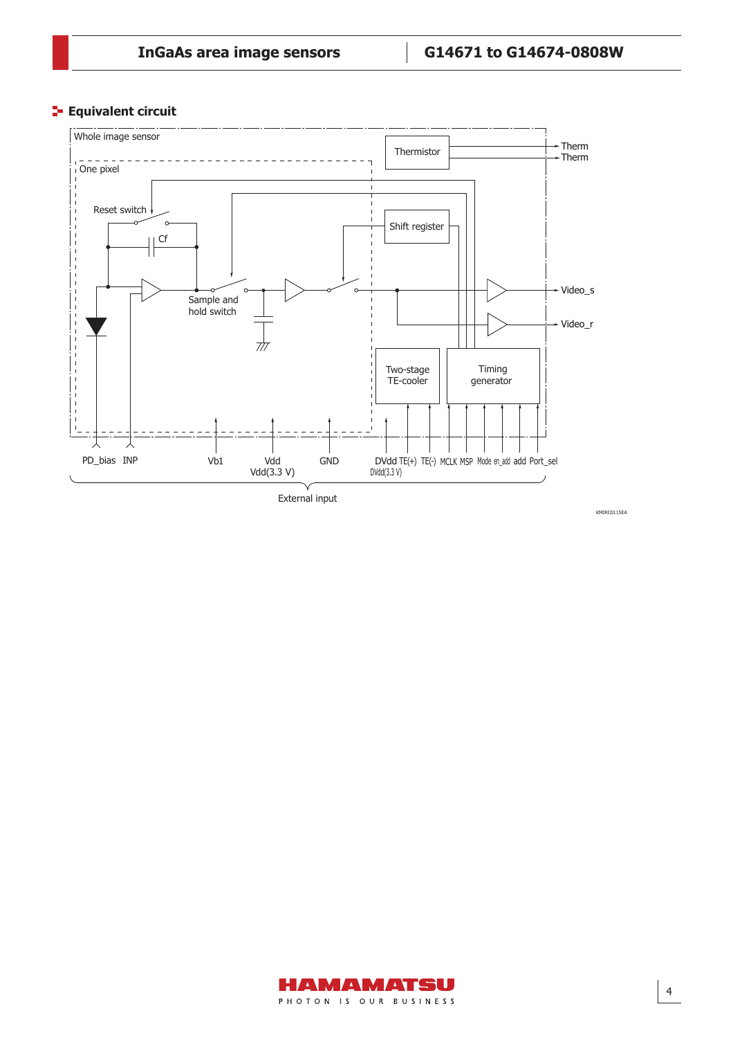## Equivalent circuit

Whole image sensor

One pixel

Thermistor

Therm

Therm

Reset switch

Cf

Shift register

Sample and hold switch

Video_s

Video_r

Two-stage TE-cooler

Timing generator

PD_bias INP Vb1 Vdd Vdd(3.3 V) GND DVdd DVdd(3.3 V) TE(+) TE(-) MCLK MSP Mode en_add add Port_sel

External input

KMIRC0115EA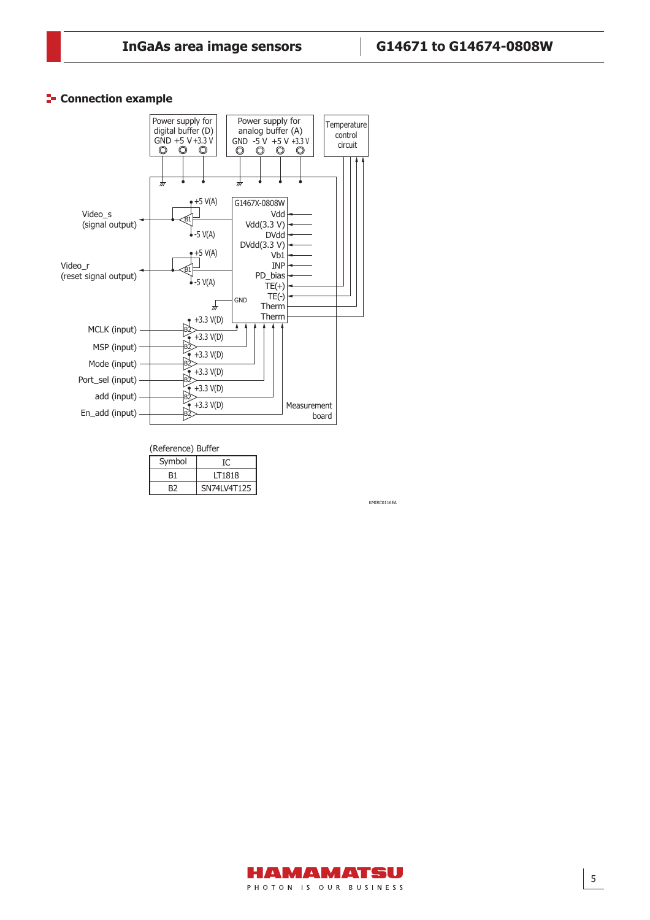## Connection example

Power supply for digital buffer (D)
GND +5 V +3.3 V

Power supply for analog buffer (A)
GND -5 V +5 V +3.3 V

Temperature control circuit

G1467X-0808W
Vdd
Vdd(3.3 V)
DVdd
DVdd(3.3 V)
Vb1
INP
PD_bias
TE(+)
TE(-)
Therm
Therm
GND

Video_s (signal output)

Video_r (reset signal output)

MCLK (input)

MSP (input)

Mode (input)

Port_sel (input)

add (input)

En_add (input)

+5 V(A)
-5 V(A)
+3.3 V(D)

Measurement board

(Reference) Buffer

| Symbol | IC |
|---|---|
| B1 | LT1818 |
| B2 | SN74LV4T125 |

KMIRC0116EA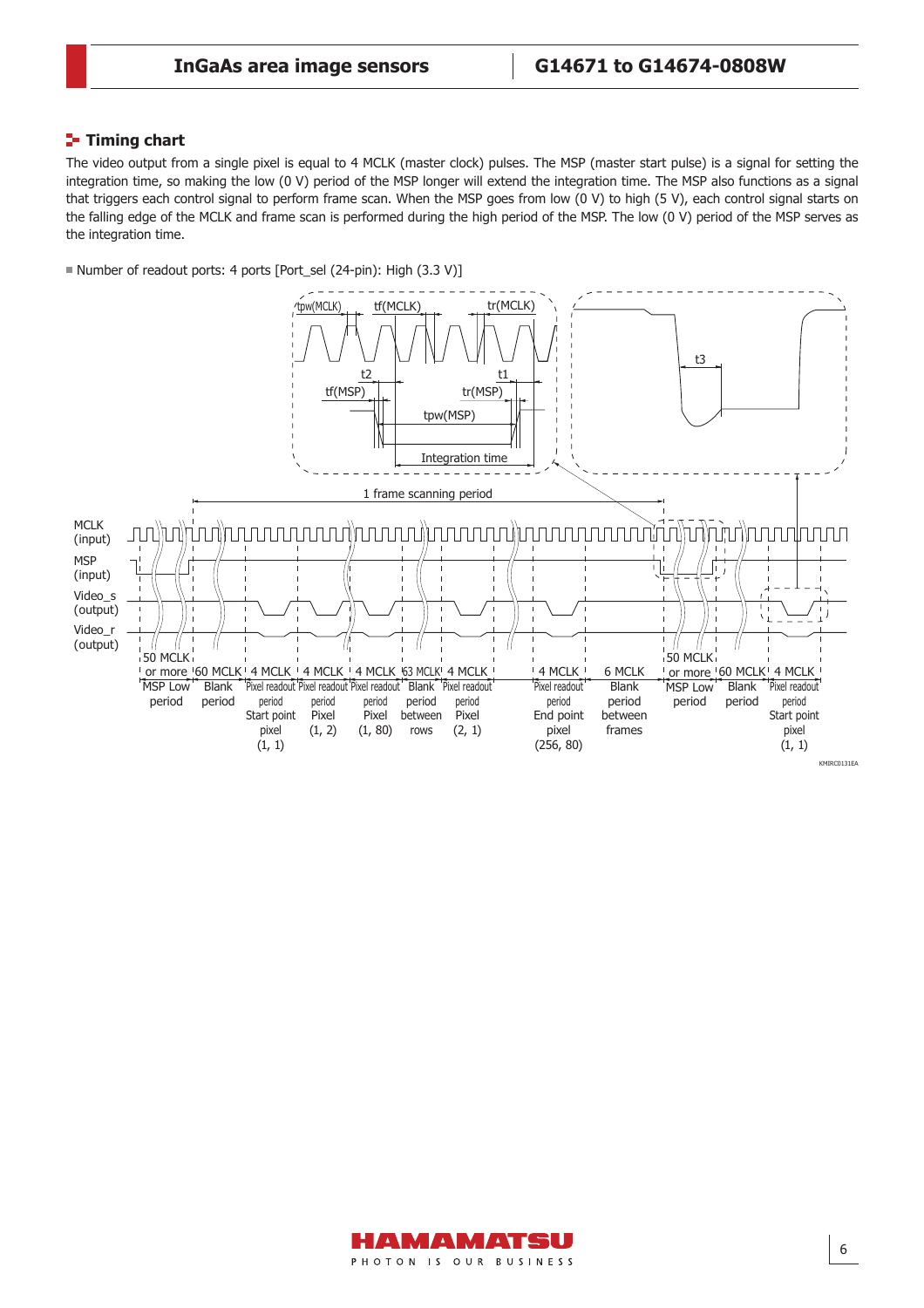## Timing chart

The video output from a single pixel is equal to 4 MCLK (master clock) pulses. The MSP (master start pulse) is a signal for setting the integration time, so making the low (0 V) period of the MSP longer will extend the integration time. The MSP also functions as a signal that triggers each control signal to perform frame scan. When the MSP goes from low (0 V) to high (5 V), each control signal starts on the falling edge of the MCLK and frame scan is performed during the high period of the MSP. The low (0 V) period of the MSP serves as the integration time.

- Number of readout ports: 4 ports [Port_sel (24-pin): High (3.3 V)]

tpw(MCLK) tf(MCLK) tr(MCLK)
t2 t1
tf(MSP) tr(MSP)
tpw(MSP)
Integration time
t3

1 frame scanning period

MCLK (input)
MSP (input)
Video_s (output)
Video_r (output)

50 MCLK or more MSP Low period | 60 MCLK Blank period | 4 MCLK Pixel readout period Start point pixel (1, 1) | 4 MCLK Pixel readout period Pixel (1, 2) | 4 MCLK Pixel readout period Pixel (1, 80) | 63 MCLK Blank period between rows | 4 MCLK Pixel readout period Pixel (2, 1) | 4 MCLK Pixel readout period End point pixel (256, 80) | 6 MCLK Blank period between frames | 50 MCLK or more MSP Low period | 60 MCLK Blank period | 4 MCLK Pixel readout period Start point pixel (1, 1)

KMIRC0131EA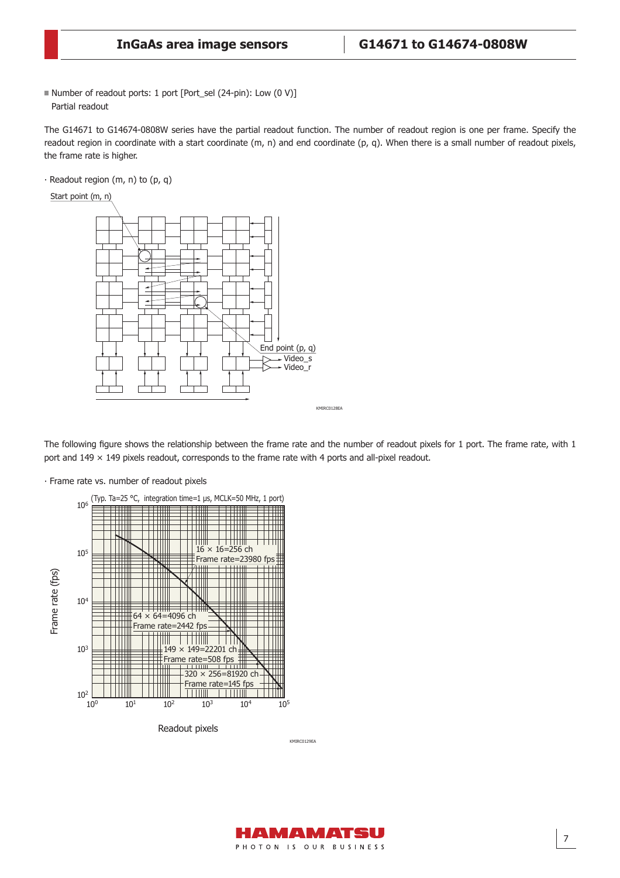■ Number of readout ports: 1 port [Port_sel (24-pin): Low (0 V)]

Partial readout

The G14671 to G14674-0808W series have the partial readout function. The number of readout region is one per frame. Specify the readout region in coordinate with a start coordinate (m, n) and end coordinate (p, q). When there is a small number of readout pixels, the frame rate is higher.

· Readout region (m, n) to (p, q)

Start point (m, n)

End point (p, q)

Video_s

Video_r

KMIRC0128EA

The following figure shows the relationship between the frame rate and the number of readout pixels for 1 port. The frame rate, with 1 port and 149 × 149 pixels readout, corresponds to the frame rate with 4 ports and all-pixel readout.

· Frame rate vs. number of readout pixels

(Typ. Ta=25 °C, integration time=1 µs, MCLK=50 MHz, 1 port)

16 × 16=256 ch
Frame rate=23980 fps

64 × 64=4096 ch
Frame rate=2442 fps

149 × 149=22201 ch
Frame rate=508 fps

320 × 256=81920 ch
Frame rate=145 fps

Frame rate (fps)

Readout pixels

KMIRC0129EA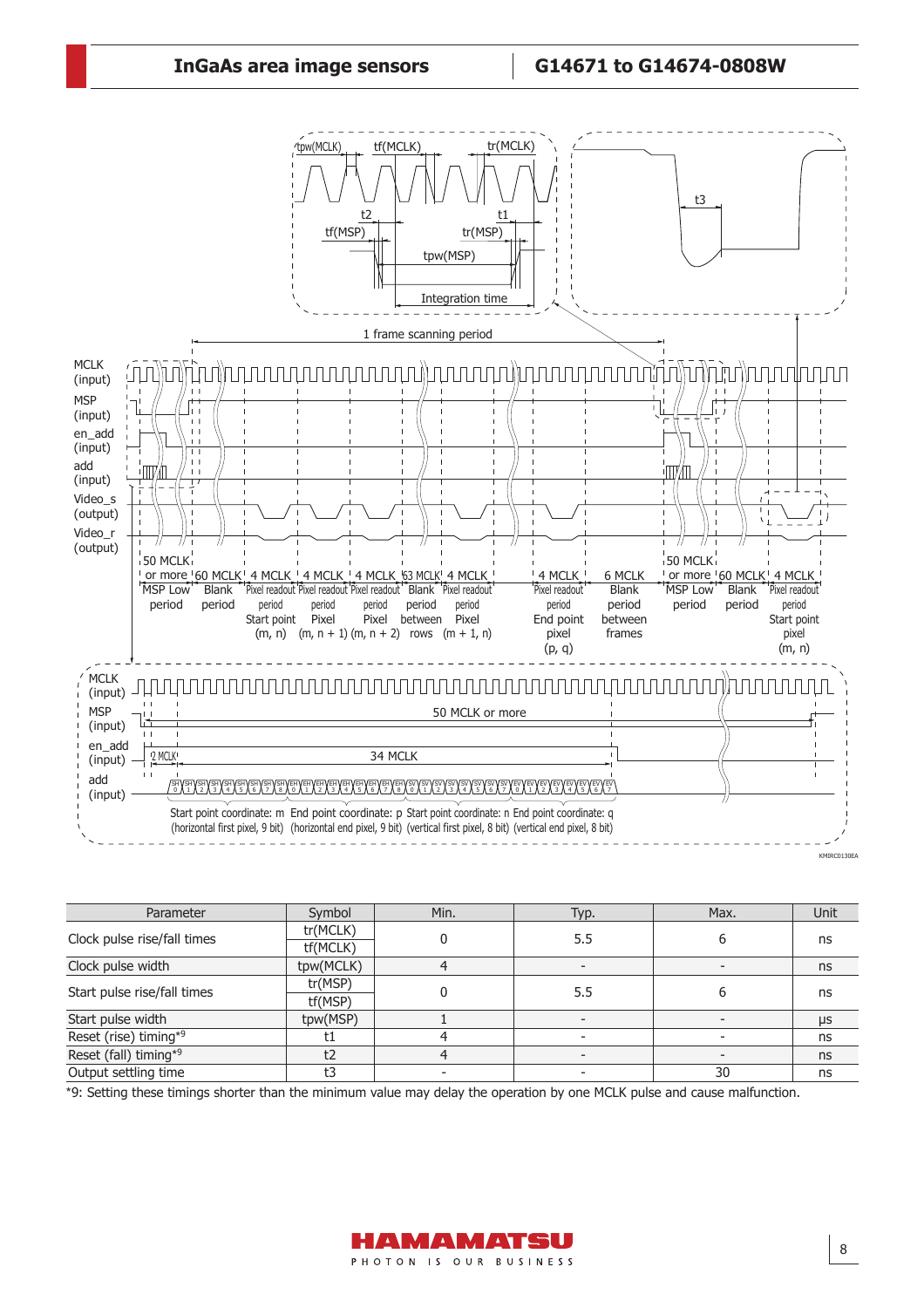| Parameter | Symbol | Min. | Typ. | Max. | Unit |
|---|---|---|---|---|---|
| Clock pulse rise/fall times | tr(MCLK) | 0 | 5.5 | 6 | ns |
| | tf(MCLK) | | | | |
| Clock pulse width | tpw(MCLK) | 4 | - | - | ns |
| Start pulse rise/fall times | tr(MSP) | 0 | 5.5 | 6 | ns |
| | tf(MSP) | | | | |
| Start pulse width | tpw(MSP) | 1 | - | - | μs |
| Reset (rise) timing[*9] | t1 | 4 | - | - | ns |
| Reset (fall) timing[*9] | t2 | 4 | - | - | ns |
| Output settling time | t3 | - | - | 30 | ns |

*9: Setting these timings shorter than the minimum value may delay the operation by one MCLK pulse and cause malfunction.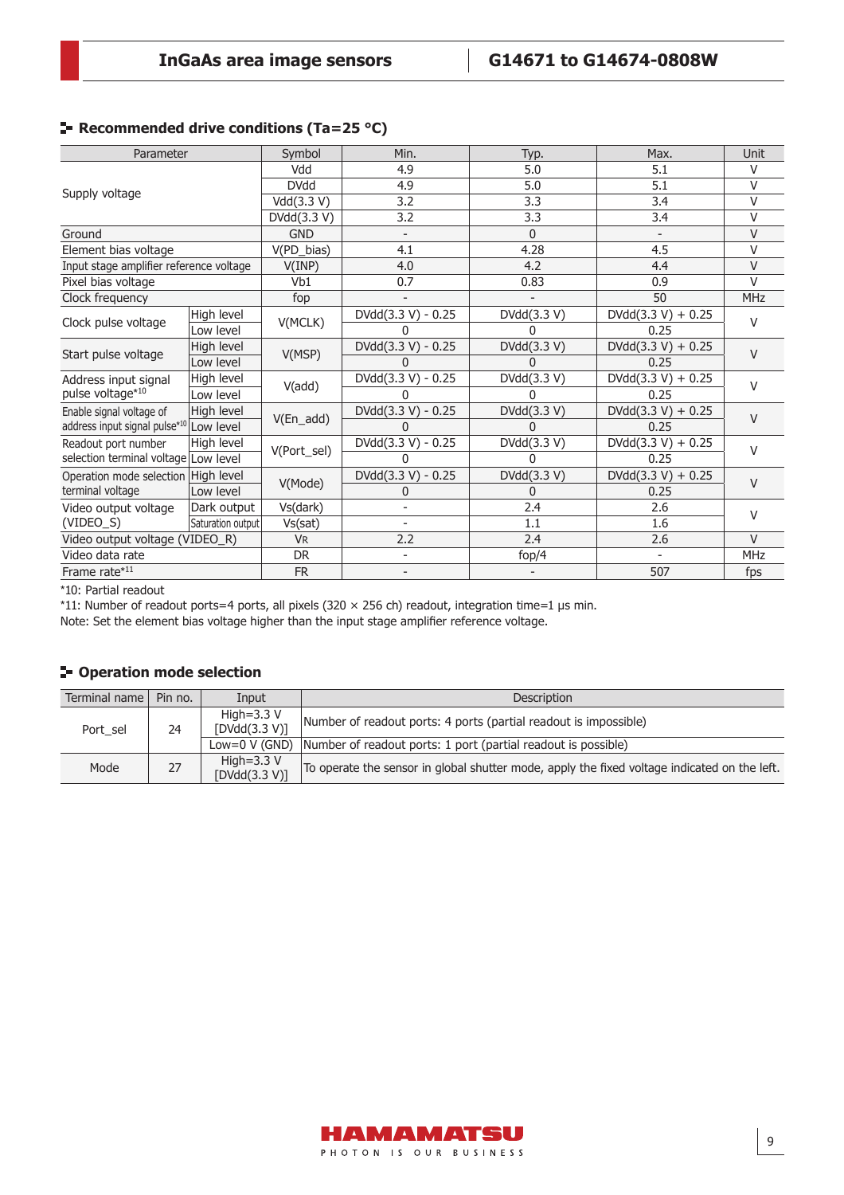## Recommended drive conditions (Ta=25 °C)

| Parameter | | Symbol | Min. | Typ. | Max. | Unit |
|---|---|---|---|---|---|---|
| Supply voltage | | Vdd | 4.9 | 5.0 | 5.1 | V |
| | | DVdd | 4.9 | 5.0 | 5.1 | V |
| | | Vdd(3.3 V) | 3.2 | 3.3 | 3.4 | V |
| | | DVdd(3.3 V) | 3.2 | 3.3 | 3.4 | V |
| Ground | | GND | - | 0 | - | V |
| Element bias voltage | | V(PD_bias) | 4.1 | 4.28 | 4.5 | V |
| Input stage amplifier reference voltage | | V(INP) | 4.0 | 4.2 | 4.4 | V |
| Pixel bias voltage | | Vb1 | 0.7 | 0.83 | 0.9 | V |
| Clock frequency | | fop | - | - | 50 | MHz |
| Clock pulse voltage | High level | V(MCLK) | DVdd(3.3 V) - 0.25 | DVdd(3.3 V) | DVdd(3.3 V) + 0.25 | V |
| | Low level | | 0 | 0 | 0.25 | |
| Start pulse voltage | High level | V(MSP) | DVdd(3.3 V) - 0.25 | DVdd(3.3 V) | DVdd(3.3 V) + 0.25 | V |
| | Low level | | 0 | 0 | 0.25 | |
| Address input signal pulse voltage*10 | High level | V(add) | DVdd(3.3 V) - 0.25 | DVdd(3.3 V) | DVdd(3.3 V) + 0.25 | V |
| | Low level | | 0 | 0 | 0.25 | |
| Enable signal voltage of address input signal pulse*10 | High level | V(En_add) | DVdd(3.3 V) - 0.25 | DVdd(3.3 V) | DVdd(3.3 V) + 0.25 | V |
| | Low level | | 0 | 0 | 0.25 | |
| Readout port number selection terminal voltage | High level | V(Port_sel) | DVdd(3.3 V) - 0.25 | DVdd(3.3 V) | DVdd(3.3 V) + 0.25 | V |
| | Low level | | 0 | 0 | 0.25 | |
| Operation mode selection terminal voltage | High level | V(Mode) | DVdd(3.3 V) - 0.25 | DVdd(3.3 V) | DVdd(3.3 V) + 0.25 | V |
| | Low level | | 0 | 0 | 0.25 | |
| Video output voltage (VIDEO_S) | Dark output | Vs(dark) | - | 2.4 | 2.6 | V |
| | Saturation output | Vs(sat) | - | 1.1 | 1.6 | |
| Video output voltage (VIDEO_R) | | $V_R$ | 2.2 | 2.4 | 2.6 | V |
| Video data rate | | DR | - | fop/4 | - | MHz |
| Frame rate*11 | | FR | - | - | 507 | fps |

*10: Partial readout

*11: Number of readout ports=4 ports, all pixels (320 × 256 ch) readout, integration time=1 μs min.

Note: Set the element bias voltage higher than the input stage amplifier reference voltage.

## Operation mode selection

| Terminal name | Pin no. | Input | Description |
|---|---|---|---|
| Port_sel | 24 | High=3.3 V [DVdd(3.3 V)] | Number of readout ports: 4 ports (partial readout is impossible) |
| | | Low=0 V (GND) | Number of readout ports: 1 port (partial readout is possible) |
| Mode | 27 | High=3.3 V [DVdd(3.3 V)] | To operate the sensor in global shutter mode, apply the fixed voltage indicated on the left. |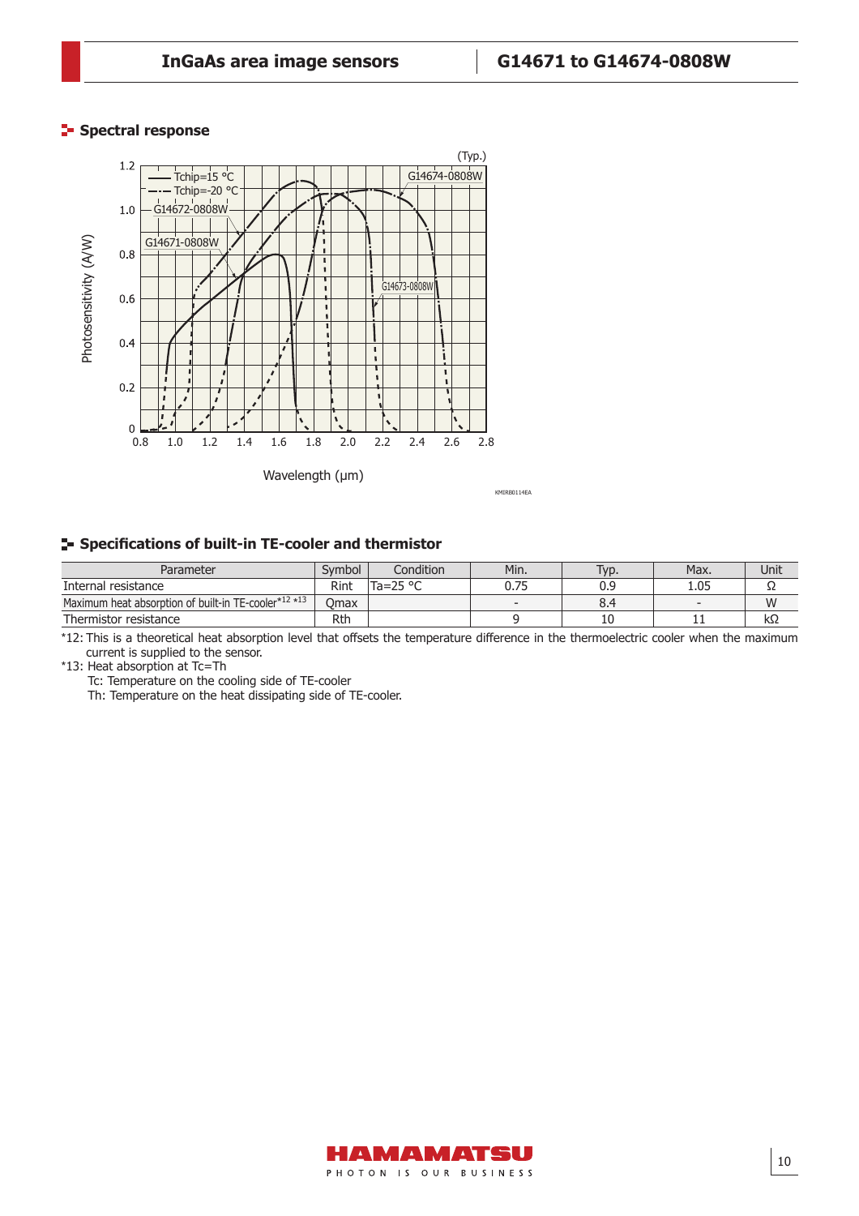## Spectral response

(Typ.)

Photosensitivity (A/W)

Wavelength (μm)

Tchip=15 °C
Tchip=-20 °C
G14671-0808W
G14672-0808W
G14673-0808W
G14674-0808W

KMIRB0114EA

## Specifications of built-in TE-cooler and thermistor

| Parameter | Symbol | Condition | Min. | Typ. | Max. | Unit |
|---|---|---|---|---|---|---|
| Internal resistance | Rint | Ta=25 °C | 0.75 | 0.9 | 1.05 | Ω |
| Maximum heat absorption of built-in TE-cooler*12 *13 | Qmax | | - | 8.4 | - | W |
| Thermistor resistance | Rth | | 9 | 10 | 11 | kΩ |

*12: This is a theoretical heat absorption level that offsets the temperature difference in the thermoelectric cooler when the maximum current is supplied to the sensor.

*13: Heat absorption at Tc=Th

Tc: Temperature on the cooling side of TE-cooler

Th: Temperature on the heat dissipating side of TE-cooler.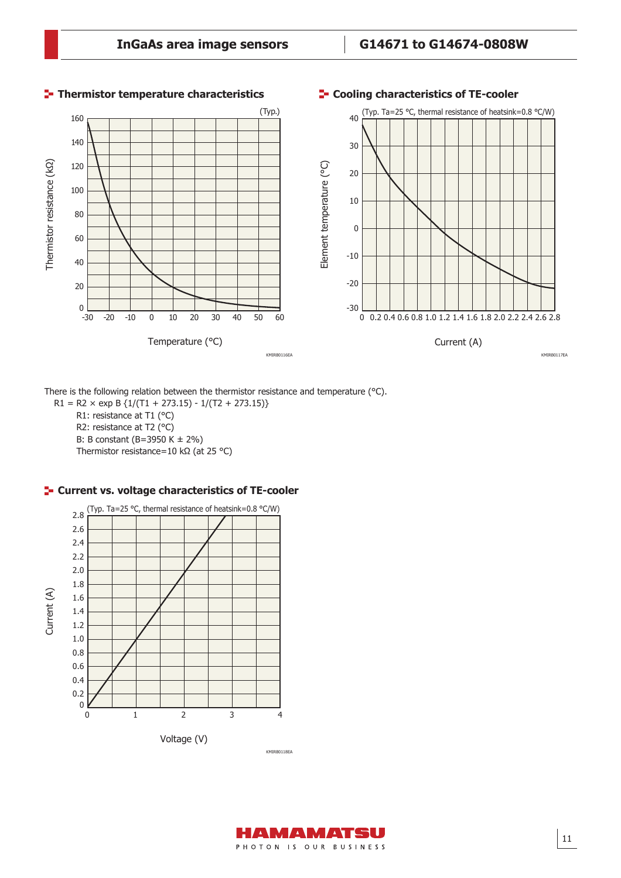## Thermistor temperature characteristics

## Cooling characteristics of TE-cooler

There is the following relation between the thermistor resistance and temperature (°C).

$$R1 = R2 \times \exp B \{1/(T1 + 273.15) - 1/(T2 + 273.15)\}$$

R1: resistance at T1 (°C)
R2: resistance at T2 (°C)
B: B constant (B=3950 K ± 2%)
Thermistor resistance=10 kΩ (at 25 °C)

## Current vs. voltage characteristics of TE-cooler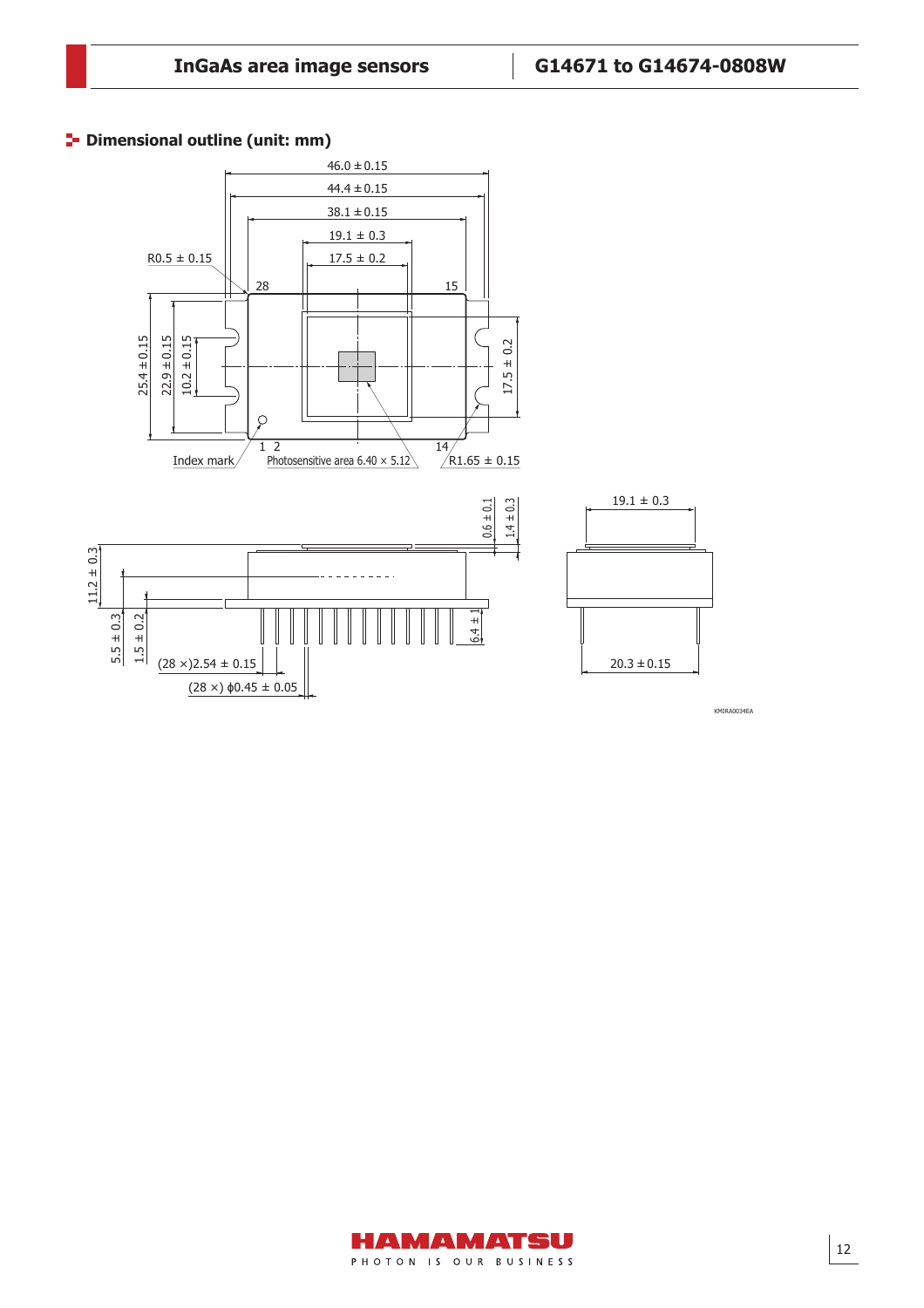## Dimensional outline (unit: mm)

KMIRA0034EA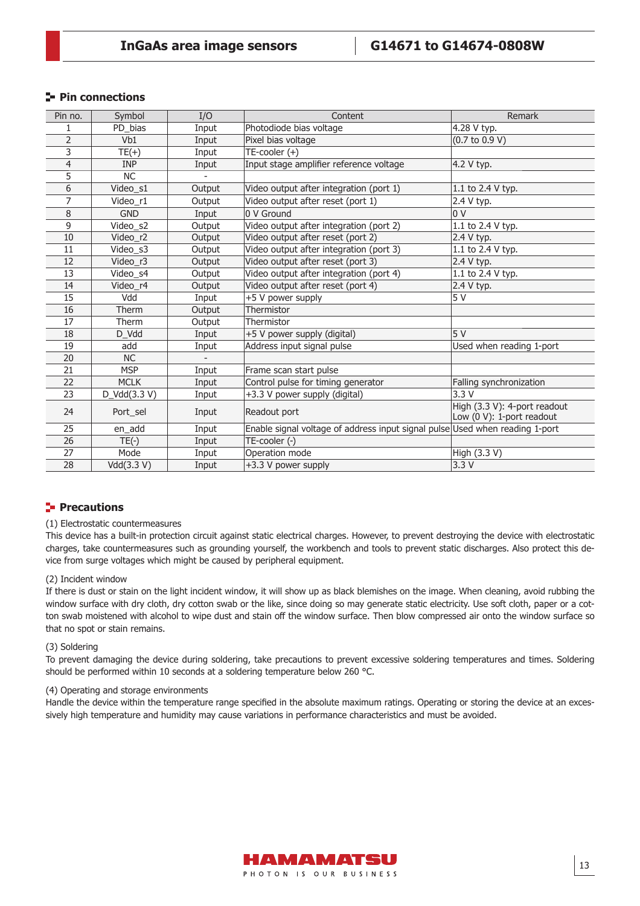## Pin connections

| Pin no. | Symbol | I/O | Content | Remark |
|---|---|---|---|---|
| 1 | PD_bias | Input | Photodiode bias voltage | 4.28 V typ. |
| 2 | Vb1 | Input | Pixel bias voltage | (0.7 to 0.9 V) |
| 3 | TE(+) | Input | TE-cooler (+) | |
| 4 | INP | Input | Input stage amplifier reference voltage | 4.2 V typ. |
| 5 | NC | - | | |
| 6 | Video_s1 | Output | Video output after integration (port 1) | 1.1 to 2.4 V typ. |
| 7 | Video_r1 | Output | Video output after reset (port 1) | 2.4 V typ. |
| 8 | GND | Input | 0 V Ground | 0 V |
| 9 | Video_s2 | Output | Video output after integration (port 2) | 1.1 to 2.4 V typ. |
| 10 | Video_r2 | Output | Video output after reset (port 2) | 2.4 V typ. |
| 11 | Video_s3 | Output | Video output after integration (port 3) | 1.1 to 2.4 V typ. |
| 12 | Video_r3 | Output | Video output after reset (port 3) | 2.4 V typ. |
| 13 | Video_s4 | Output | Video output after integration (port 4) | 1.1 to 2.4 V typ. |
| 14 | Video_r4 | Output | Video output after reset (port 4) | 2.4 V typ. |
| 15 | Vdd | Input | +5 V power supply | 5 V |
| 16 | Therm | Output | Thermistor | |
| 17 | Therm | Output | Thermistor | |
| 18 | D_Vdd | Input | +5 V power supply (digital) | 5 V |
| 19 | add | Input | Address input signal pulse | Used when reading 1-port |
| 20 | NC | - | | |
| 21 | MSP | Input | Frame scan start pulse | |
| 22 | MCLK | Input | Control pulse for timing generator | Falling synchronization |
| 23 | D_Vdd(3.3 V) | Input | +3.3 V power supply (digital) | 3.3 V |
| 24 | Port_sel | Input | Readout port | High (3.3 V): 4-port readout<br>Low (0 V): 1-port readout |
| 25 | en_add | Input | Enable signal voltage of address input signal pulse | Used when reading 1-port |
| 26 | TE(-) | Input | TE-cooler (-) | |
| 27 | Mode | Input | Operation mode | High (3.3 V) |
| 28 | Vdd(3.3 V) | Input | +3.3 V power supply | 3.3 V |

## Precautions

(1) Electrostatic countermeasures

This device has a built-in protection circuit against static electrical charges. However, to prevent destroying the device with electrostatic charges, take countermeasures such as grounding yourself, the workbench and tools to prevent static discharges. Also protect this device from surge voltages which might be caused by peripheral equipment.

(2) Incident window

If there is dust or stain on the light incident window, it will show up as black blemishes on the image. When cleaning, avoid rubbing the window surface with dry cloth, dry cotton swab or the like, since doing so may generate static electricity. Use soft cloth, paper or a cotton swab moistened with alcohol to wipe dust and stain off the window surface. Then blow compressed air onto the window surface so that no spot or stain remains.

(3) Soldering

To prevent damaging the device during soldering, take precautions to prevent excessive soldering temperatures and times. Soldering should be performed within 10 seconds at a soldering temperature below 260 °C.

(4) Operating and storage environments

Handle the device within the temperature range specified in the absolute maximum ratings. Operating or storing the device at an excessively high temperature and humidity may cause variations in performance characteristics and must be avoided.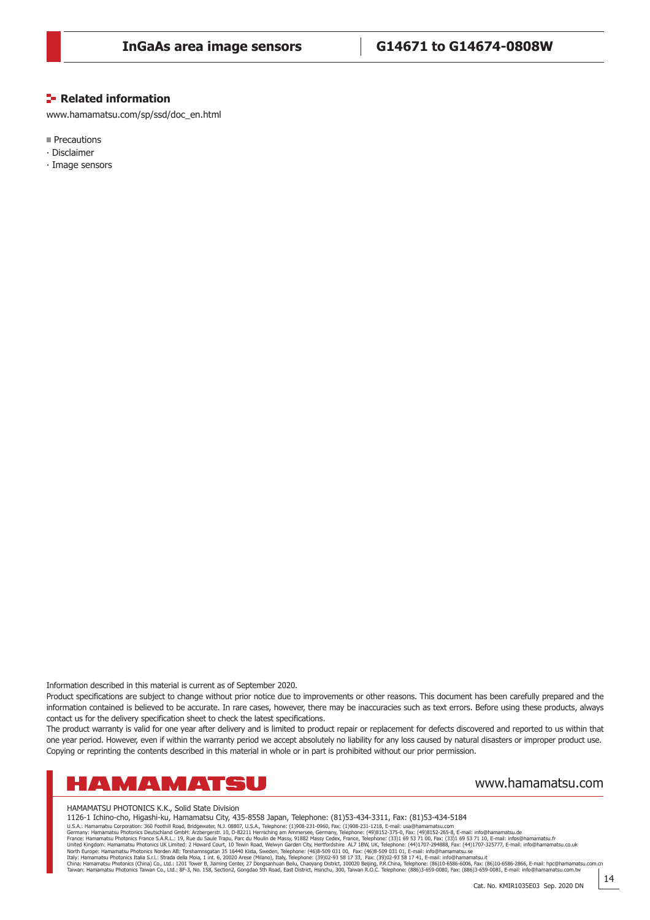## Related information

www.hamamatsu.com/sp/ssd/doc_en.html

- Precautions
  - · Disclaimer
  - · Image sensors

Information described in this material is current as of September 2020.

Product specifications are subject to change without prior notice due to improvements or other reasons. This document has been carefully prepared and the information contained is believed to be accurate. In rare cases, however, there may be inaccuracies such as text errors. Before using these products, always contact us for the delivery specification sheet to check the latest specifications.

The product warranty is valid for one year after delivery and is limited to product repair or replacement for defects discovered and reported to us within that one year period. However, even if within the warranty period we accept absolutely no liability for any loss caused by natural disasters or improper product use.

Copying or reprinting the contents described in this material in whole or in part is prohibited without our prior permission.

**HAMAMATSU**

www.hamamatsu.com

HAMAMATSU PHOTONICS K.K., Solid State Division

1126-1 Ichino-cho, Higashi-ku, Hamamatsu City, 435-8558 Japan, Telephone: (81)53-434-3311, Fax: (81)53-434-5184

U.S.A.: Hamamatsu Corporation: 360 Foothill Road, Bridgewater, N.J. 08807, U.S.A., Telephone: (1)908-231-0960, Fax: (1)908-231-1218, E-mail: usa@hamamatsu.com

Germany: Hamamatsu Photonics Deutschland GmbH: Arzbergerstr. 10, D-82211 Herrsching am Ammersee, Germany, Telephone: (49)8152-375-0, Fax: (49)8152-265-8, E-mail: info@hamamatsu.de

France: Hamamatsu Photonics France S.A.R.L.: 19, Rue du Saule Trapu, Parc du Moulin de Massy, 91882 Massy Cedex, France, Telephone: (33)1 69 53 71 00, Fax: (33)1 69 53 71 10, E-mail: infos@hamamatsu.fr

United Kingdom: Hamamatsu Photonics UK Limited: 2 Howard Court, 10 Tewin Road, Welwyn Garden City, Hertfordshire AL7 1BW, UK, Telephone: (44)1707-294888, Fax: (44)1707-325777, E-mail: info@hamamatsu.co.uk

North Europe: Hamamatsu Photonics Norden AB: Torshamnsgatan 35 16440 Kista, Sweden, Telephone: (46)8-509 031 00, Fax: (46)8-509 031 01, E-mail: info@hamamatsu.se

Italy: Hamamatsu Photonics Italia S.r.l.: Strada della Moia, 1 int. 6, 20020 Arese (Milano), Italy, Telephone: (39)02-93 58 17 33, Fax: (39)02-93 58 17 41, E-mail: info@hamamatsu.it

China: Hamamatsu Photonics (China) Co., Ltd.: 1201 Tower B, Jiaming Center, 27 Dongsanhuan Beilu, Chaoyang District, 100020 Beijing, P.R.China, Telephone: (86)10-6586-6006, Fax: (86)10-6586-2866, E-mail: hpc@hamamatsu.com.cn

Taiwan: Hamamatsu Photonics Taiwan Co., Ltd.: 8F-3, No. 158, Section2, Gongdao 5th Road, East District, Hsinchu, 300, Taiwan R.O.C. Telephone: (886)3-659-0080, Fax: (886)3-659-0081, E-mail: info@hamamatsu.com.tw

Cat. No. KMIR1035E03 Sep. 2020 DN